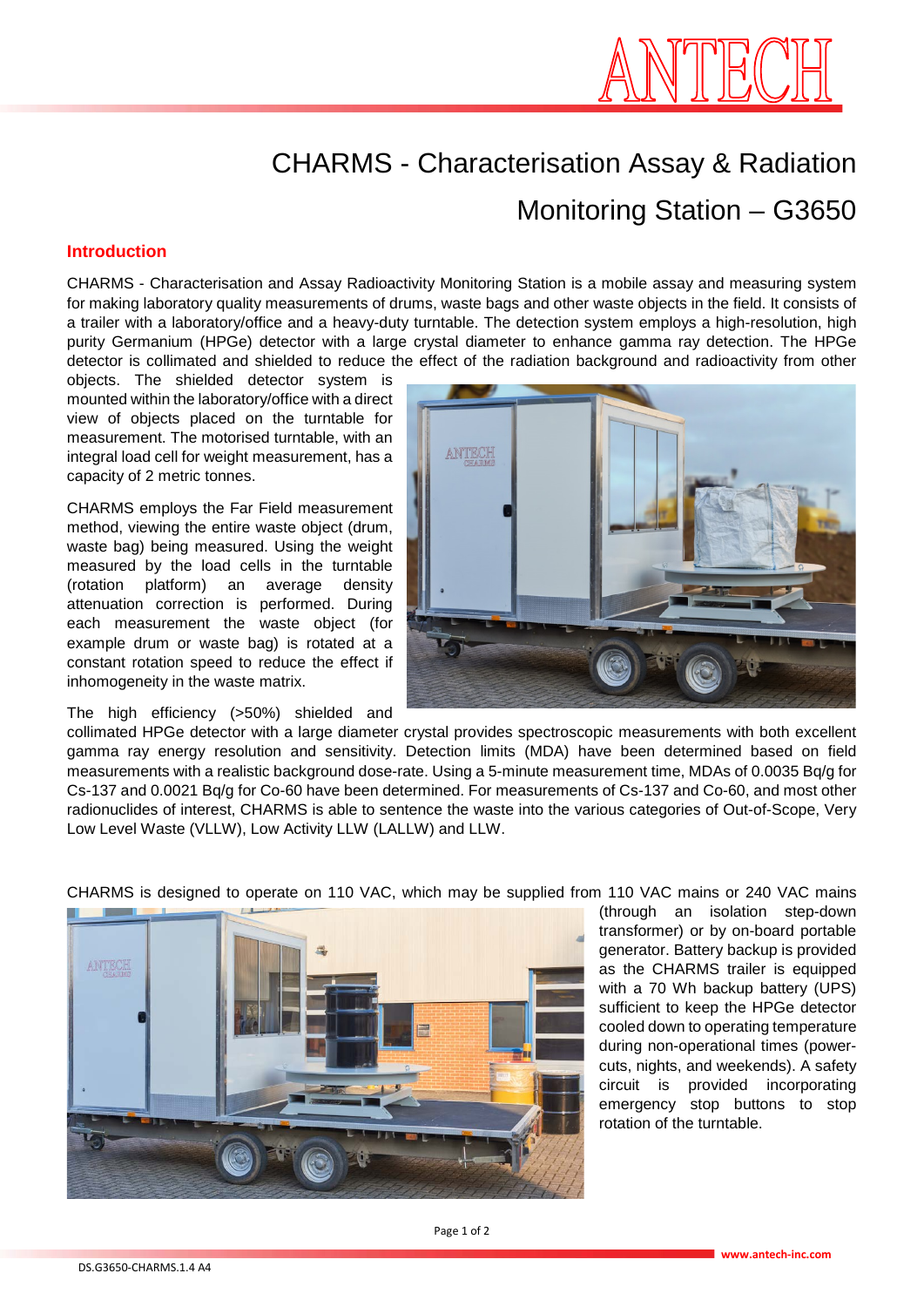# CHARMS - Characterisation Assay & Radiation Monitoring Station – G3650

## Introduction

CHARMS - Characterisation and Assay Radioactivity Monitoring Station is a mobile assay and measuring system for making laboratory quality measurements of drums, waste bags and other waste objects in the field. It consists of a trailer with a laboratory/office and a heavy-duty turntable. The detection system employs a high-resolution, high purity Germanium (HPGe) detector with a large crystal diameter to enhance gamma ray detection. The HPGe detector is collimated and shielded to reduce the effect of the radiation background and radioactivity from other objects. The shielded detector system is mounted within the laboratory/office with a direct view of objects placed on the turntable for measurement. The motorised turntable, with an integral load cell for weight measurement, has a capacity of 2 metric tonnes.

CHARMS employs the Far Field measurement method, viewing the entire waste object (drum, waste bag) being measured. Using the weight measured by the load cells in the turntable (rotation platform) an average density attenuation correction is performed. During each measurement the waste object (for example drum or waste bag) is rotated at a constant rotation speed to reduce the effect if inhomogeneity in the waste matrix.

The high efficiency (>50%) shielded and collimated HPGe detector with a large diameter crystal provides spectroscopic measurements with both excellent gamma ray energy resolution and sensitivity. Detection limits (MDA) have been determined based on field measurements with a realistic background dose-rate. Using a 5-minute measurement time, MDAs of 0.0035 Bq/g for Cs-137 and 0.0021 Bq/g for Co-60 have been determined. For measurements of Cs-137 and Co-60, and most other radionuclides of interest, CHARMS is able to sentence the waste into the various categories of Out-of-Scope, Very Low Level Waste (VLLW), Low Activity LLW (LALLW) and LLW.

CHARMS is designed to operate on 110 VAC, which may be supplied from 110 VAC mains or 240 VAC mains (through an isolation step-down transformer) or by on-board portable generator. Battery backup is provided as the CHARMS trailer is equipped with a 70 Wh backup battery (UPS) sufficient to keep the HPGe detector cooled down to operating temperature during non-operational times (power-cuts, nights, and weekends). A safety circuit is provided incorporating emergency stop buttons to stop rotation of the turntable.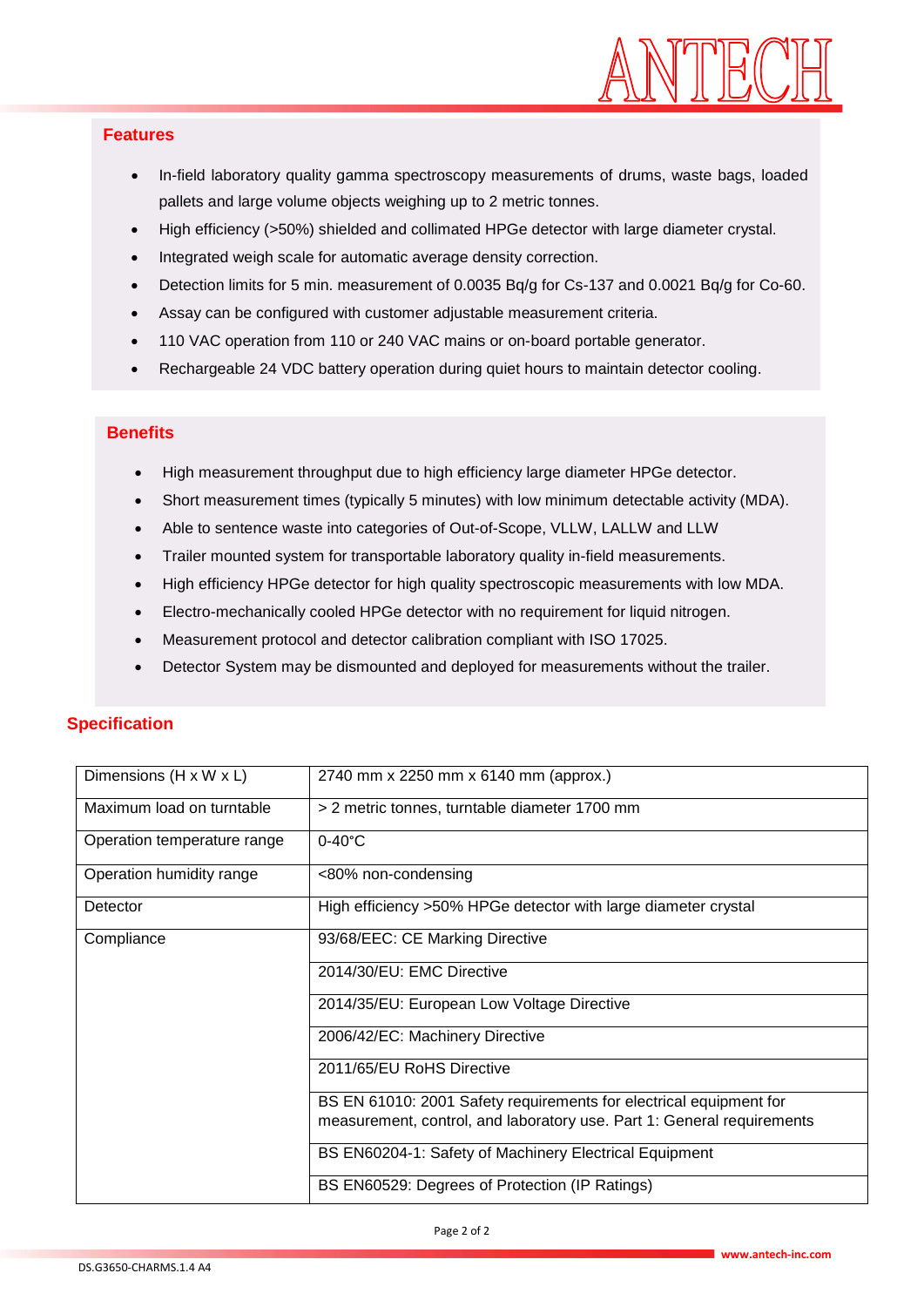## Features

- In-field laboratory quality gamma spectroscopy measurements of drums, waste bags, loaded pallets and large volume objects weighing up to 2 metric tonnes.
- High efficiency (>50%) shielded and collimated HPGe detector with large diameter crystal.
- Integrated weigh scale for automatic average density correction.
- Detection limits for 5 min. measurement of 0.0035 Bq/g for Cs-137 and 0.0021 Bq/g for Co-60.
- Assay can be configured with customer adjustable measurement criteria.
- 110 VAC operation from 110 or 240 VAC mains or on-board portable generator.
- Rechargeable 24 VDC battery operation during quiet hours to maintain detector cooling.

## Benefits

- High measurement throughput due to high efficiency large diameter HPGe detector.
- Short measurement times (typically 5 minutes) with low minimum detectable activity (MDA).
- Able to sentence waste into categories of Out-of-Scope, VLLW, LALLW and LLW
- Trailer mounted system for transportable laboratory quality in-field measurements.
- High efficiency HPGe detector for high quality spectroscopic measurements with low MDA.
- Electro-mechanically cooled HPGe detector with no requirement for liquid nitrogen.
- Measurement protocol and detector calibration compliant with ISO 17025.
- Detector System may be dismounted and deployed for measurements without the trailer.

## Specification

| | |
|---|---|
| Dimensions (H x W x L) | 2740 mm x 2250 mm x 6140 mm (approx.) |
| Maximum load on turntable | > 2 metric tonnes, turntable diameter 1700 mm |
| Operation temperature range | 0-40°C |
| Operation humidity range | <80% non-condensing |
| Detector | High efficiency >50% HPGe detector with large diameter crystal |
| Compliance | 93/68/EEC: CE Marking Directive |
| | 2014/30/EU: EMC Directive |
| | 2014/35/EU: European Low Voltage Directive |
| | 2006/42/EC: Machinery Directive |
| | 2011/65/EU RoHS Directive |
| | BS EN 61010: 2001 Safety requirements for electrical equipment for measurement, control, and laboratory use. Part 1: General requirements |
| | BS EN60204-1: Safety of Machinery Electrical Equipment |
| | BS EN60529: Degrees of Protection (IP Ratings) |